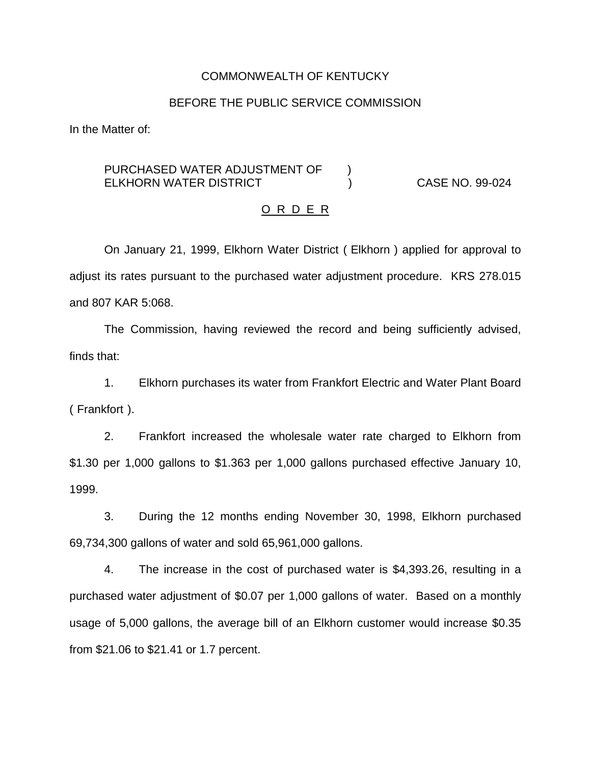COMMONWEALTH OF KENTUCKY

BEFORE THE PUBLIC SERVICE COMMISSION

In the Matter of:

PURCHASED WATER ADJUSTMENT OF ELKHORN WATER DISTRICT ) CASE NO. 99-024

O R D E R

On January 21, 1999, Elkhorn Water District ( Elkhorn ) applied for approval to adjust its rates pursuant to the purchased water adjustment procedure. KRS 278.015 and 807 KAR 5:068.

The Commission, having reviewed the record and being sufficiently advised, finds that:

1. Elkhorn purchases its water from Frankfort Electric and Water Plant Board ( Frankfort ).

2. Frankfort increased the wholesale water rate charged to Elkhorn from $1.30 per 1,000 gallons to $1.363 per 1,000 gallons purchased effective January 10, 1999.

3. During the 12 months ending November 30, 1998, Elkhorn purchased 69,734,300 gallons of water and sold 65,961,000 gallons.

4. The increase in the cost of purchased water is $4,393.26, resulting in a purchased water adjustment of $0.07 per 1,000 gallons of water. Based on a monthly usage of 5,000 gallons, the average bill of an Elkhorn customer would increase $0.35 from $21.06 to $21.41 or 1.7 percent.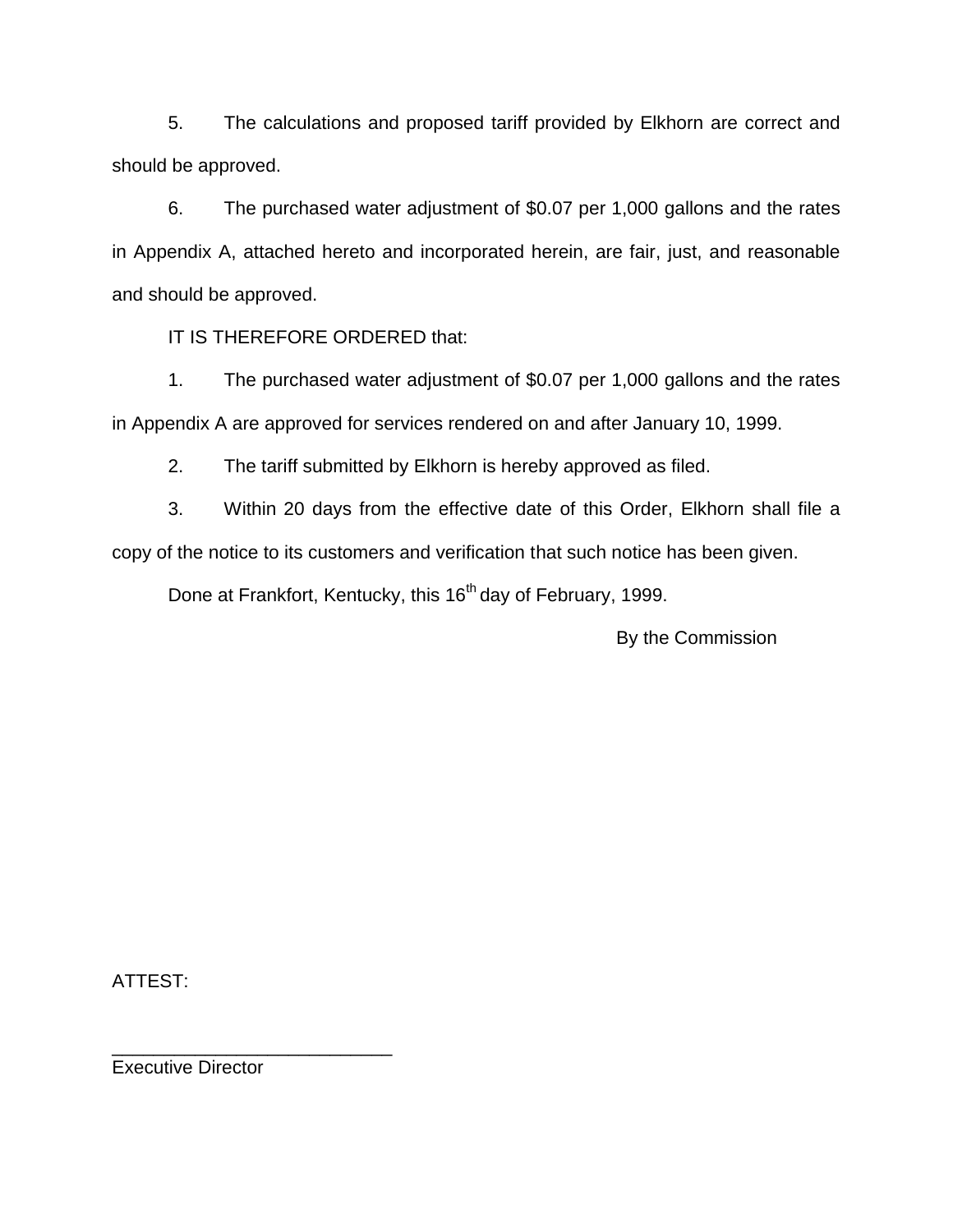5. The calculations and proposed tariff provided by Elkhorn are correct and should be approved.

6. The purchased water adjustment of $0.07 per 1,000 gallons and the rates in Appendix A, attached hereto and incorporated herein, are fair, just, and reasonable and should be approved.

IT IS THEREFORE ORDERED that:

1. The purchased water adjustment of $0.07 per 1,000 gallons and the rates in Appendix A are approved for services rendered on and after January 10, 1999.

2. The tariff submitted by Elkhorn is hereby approved as filed.

3. Within 20 days from the effective date of this Order, Elkhorn shall file a copy of the notice to its customers and verification that such notice has been given.

Done at Frankfort, Kentucky, this 16th day of February, 1999.

By the Commission

ATTEST:

___________________________

Executive Director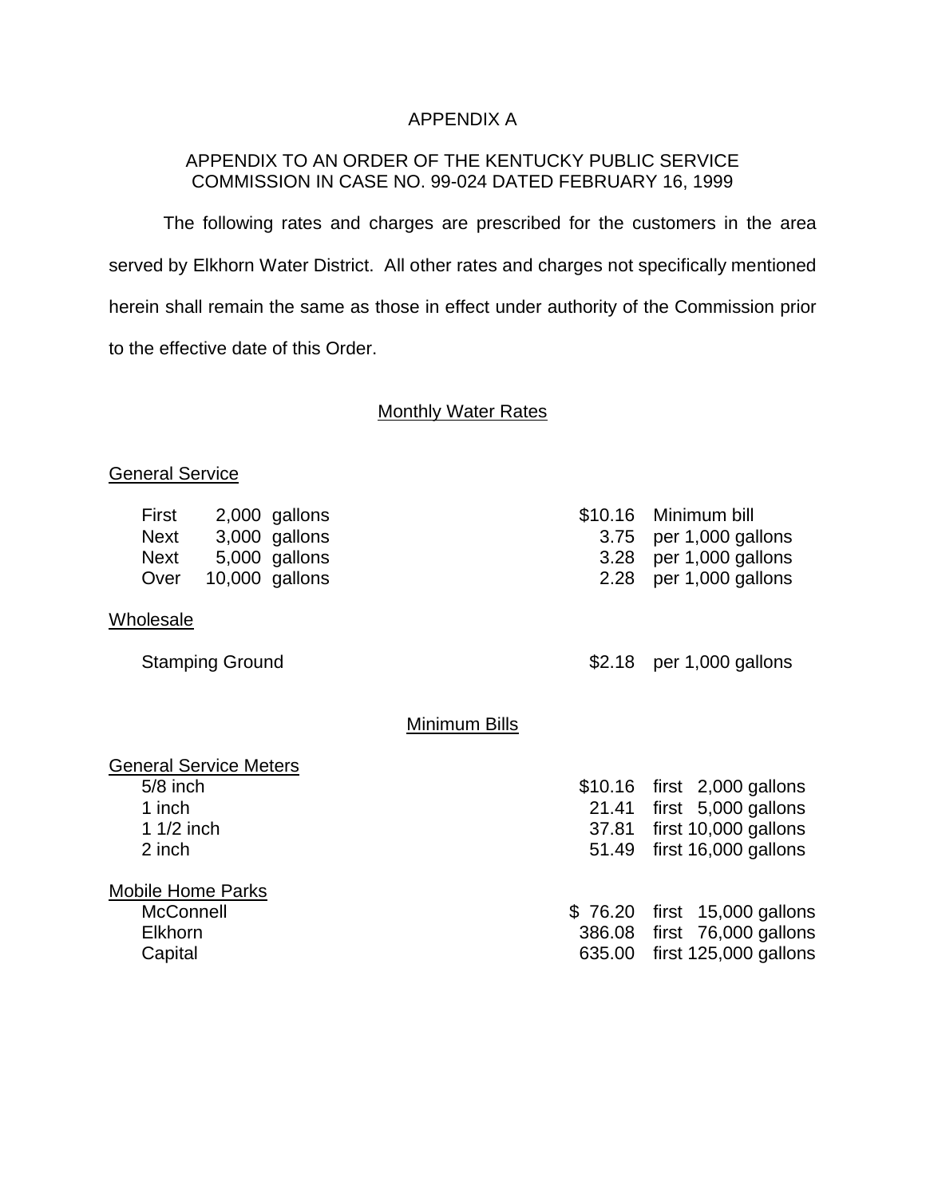# APPENDIX A

## APPENDIX TO AN ORDER OF THE KENTUCKY PUBLIC SERVICE COMMISSION IN CASE NO. 99-024 DATED FEBRUARY 16, 1999

The following rates and charges are prescribed for the customers in the area served by Elkhorn Water District. All other rates and charges not specifically mentioned herein shall remain the same as those in effect under authority of the Commission prior to the effective date of this Order.

### Monthly Water Rates

**General Service**

| | | | |
|---|---|---|---|
| First | 2,000 gallons | $10.16 | Minimum bill |
| Next | 3,000 gallons | 3.75 | per 1,000 gallons |
| Next | 5,000 gallons | 3.28 | per 1,000 gallons |
| Over | 10,000 gallons | 2.28 | per 1,000 gallons |

**Wholesale**

| | | |
|---|---|---|
| Stamping Ground | $2.18 | per 1,000 gallons |

### Minimum Bills

**General Service Meters**

| | | |
|---|---|---|
| 5/8 inch | $10.16 | first 2,000 gallons |
| 1 inch | 21.41 | first 5,000 gallons |
| 1 1/2 inch | 37.81 | first 10,000 gallons |
| 2 inch | 51.49 | first 16,000 gallons |

**Mobile Home Parks**

| | | |
|---|---|---|
| McConnell | $ 76.20 | first 15,000 gallons |
| Elkhorn | 386.08 | first 76,000 gallons |
| Capital | 635.00 | first 125,000 gallons |